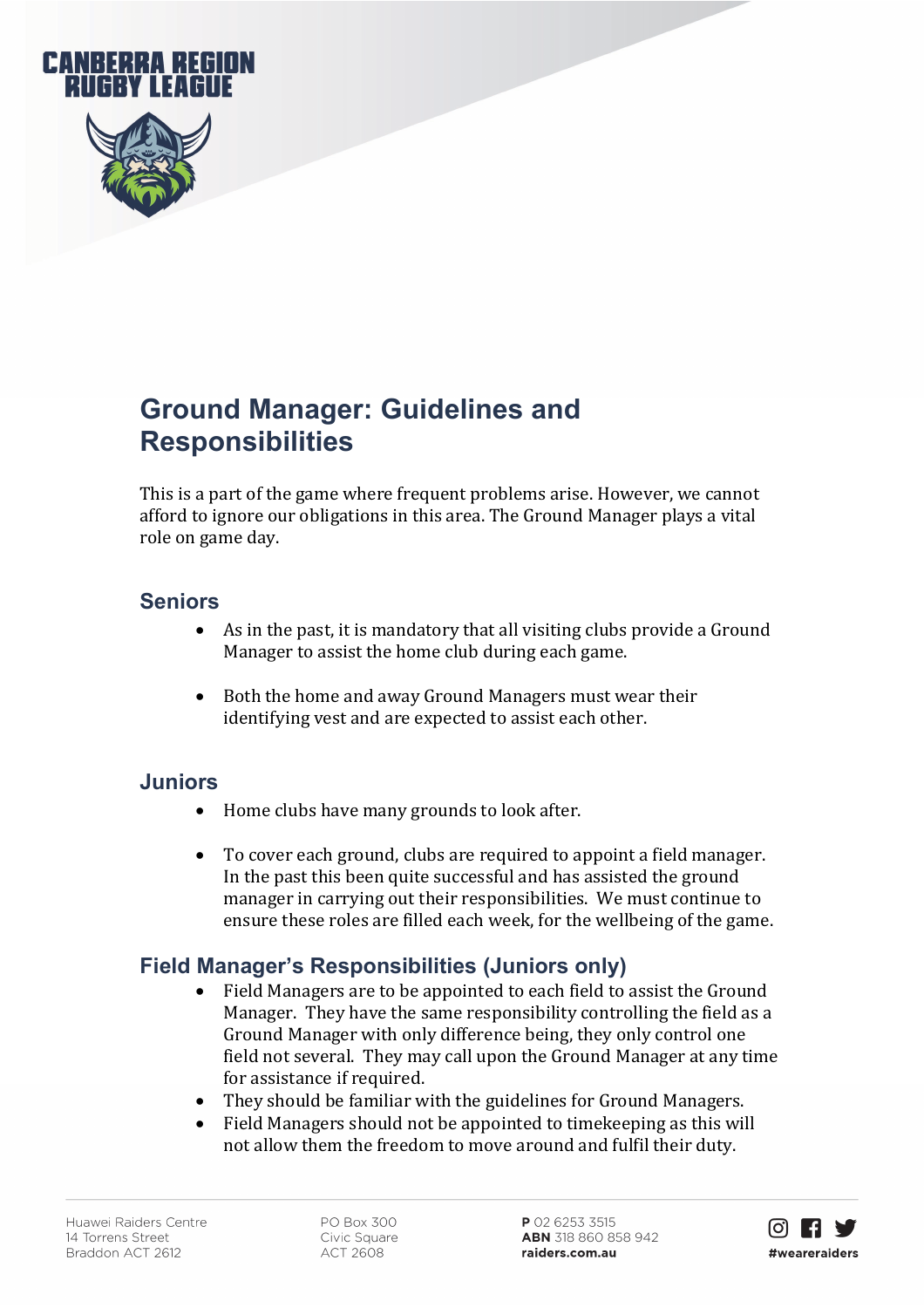# Ground Manager: Guidelines and Responsibilities

This is a part of the game where frequent problems arise. However, we cannot afford to ignore our obligations in this area. The Ground Manager plays a vital role on game day.

## Seniors

- As in the past, it is mandatory that all visiting clubs provide a Ground Manager to assist the home club during each game.

- Both the home and away Ground Managers must wear their identifying vest and are expected to assist each other.

## Juniors

- Home clubs have many grounds to look after.

- To cover each ground, clubs are required to appoint a field manager. In the past this been quite successful and has assisted the ground manager in carrying out their responsibilities. We must continue to ensure these roles are filled each week, for the wellbeing of the game.

## Field Manager's Responsibilities (Juniors only)

- Field Managers are to be appointed to each field to assist the Ground Manager. They have the same responsibility controlling the field as a Ground Manager with only difference being, they only control one field not several. They may call upon the Ground Manager at any time for assistance if required.
- They should be familiar with the guidelines for Ground Managers.
- Field Managers should not be appointed to timekeeping as this will not allow them the freedom to move around and fulfil their duty.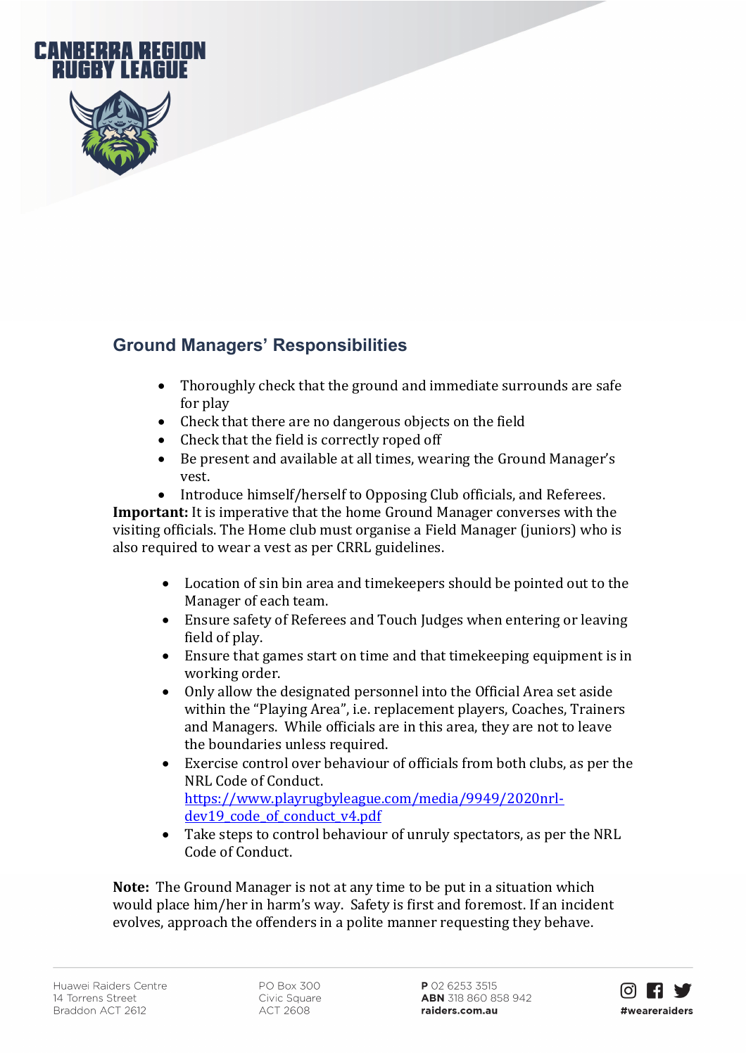## Ground Managers' Responsibilities

- Thoroughly check that the ground and immediate surrounds are safe for play
- Check that there are no dangerous objects on the field
- Check that the field is correctly roped off
- Be present and available at all times, wearing the Ground Manager's vest.
- Introduce himself/herself to Opposing Club officials, and Referees.

**Important:** It is imperative that the home Ground Manager converses with the visiting officials. The Home club must organise a Field Manager (juniors) who is also required to wear a vest as per CRRL guidelines.

- Location of sin bin area and timekeepers should be pointed out to the Manager of each team.
- Ensure safety of Referees and Touch Judges when entering or leaving field of play.
- Ensure that games start on time and that timekeeping equipment is in working order.
- Only allow the designated personnel into the Official Area set aside within the "Playing Area", i.e. replacement players, Coaches, Trainers and Managers. While officials are in this area, they are not to leave the boundaries unless required.
- Exercise control over behaviour of officials from both clubs, as per the NRL Code of Conduct. https://www.playrugbyleague.com/media/9949/2020nrl-dev19_code_of_conduct_v4.pdf
- Take steps to control behaviour of unruly spectators, as per the NRL Code of Conduct.

**Note:** The Ground Manager is not at any time to be put in a situation which would place him/her in harm's way. Safety is first and foremost. If an incident evolves, approach the offenders in a polite manner requesting they behave.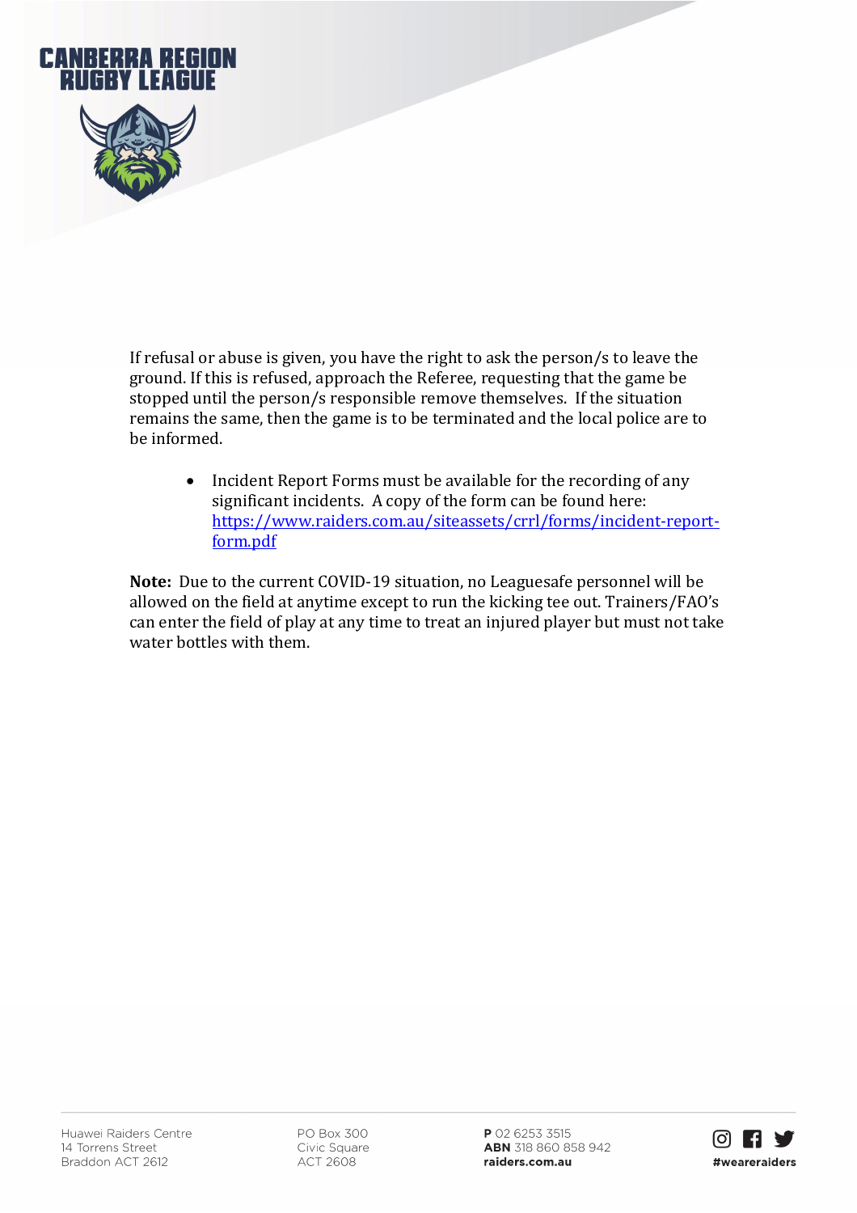If refusal or abuse is given, you have the right to ask the person/s to leave the ground. If this is refused, approach the Referee, requesting that the game be stopped until the person/s responsible remove themselves. If the situation remains the same, then the game is to be terminated and the local police are to be informed.

- Incident Report Forms must be available for the recording of any significant incidents. A copy of the form can be found here: [https://www.raiders.com.au/siteassets/crrl/forms/incident-report-form.pdf](https://www.raiders.com.au/siteassets/crrl/forms/incident-report-form.pdf)

**Note:** Due to the current COVID-19 situation, no Leaguesafe personnel will be allowed on the field at anytime except to run the kicking tee out. Trainers/FAO's can enter the field of play at any time to treat an injured player but must not take water bottles with them.